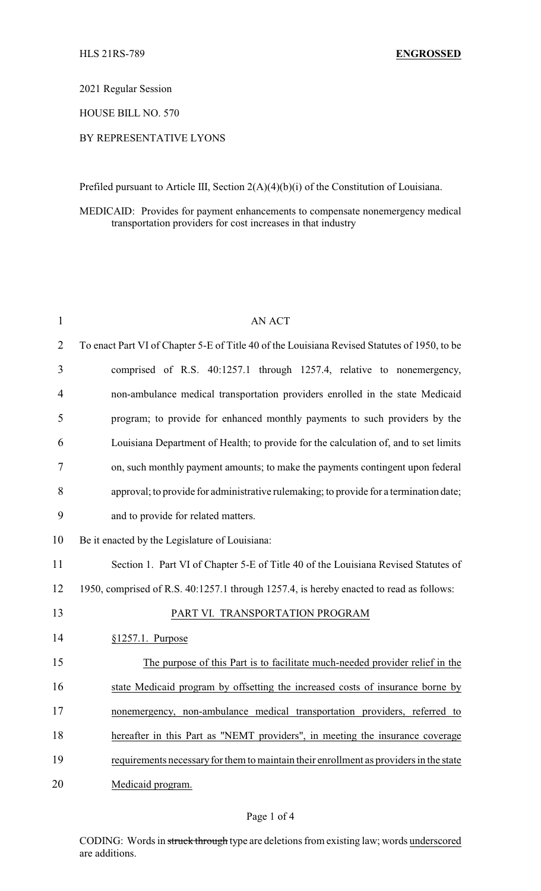HLS 21RS-789 **ENGROSSED**

2021 Regular Session

HOUSE BILL NO. 570

BY REPRESENTATIVE LYONS

Prefiled pursuant to Article III, Section 2(A)(4)(b)(i) of the Constitution of Louisiana.

MEDICAID: Provides for payment enhancements to compensate nonemergency medical transportation providers for cost increases in that industry

AN ACT

To enact Part VI of Chapter 5-E of Title 40 of the Louisiana Revised Statutes of 1950, to be comprised of R.S. 40:1257.1 through 1257.4, relative to nonemergency, non-ambulance medical transportation providers enrolled in the state Medicaid program; to provide for enhanced monthly payments to such providers by the Louisiana Department of Health; to provide for the calculation of, and to set limits on, such monthly payment amounts; to make the payments contingent upon federal approval; to provide for administrative rulemaking; to provide for a termination date; and to provide for related matters.

Be it enacted by the Legislature of Louisiana:

Section 1. Part VI of Chapter 5-E of Title 40 of the Louisiana Revised Statutes of 1950, comprised of R.S. 40:1257.1 through 1257.4, is hereby enacted to read as follows:

PART VI. TRANSPORTATION PROGRAM

§1257.1. Purpose

The purpose of this Part is to facilitate much-needed provider relief in the state Medicaid program by offsetting the increased costs of insurance borne by nonemergency, non-ambulance medical transportation providers, referred to hereafter in this Part as "NEMT providers", in meeting the insurance coverage requirements necessary for them to maintain their enrollment as providers in the state Medicaid program.

CODING: Words in ~~struck through~~ type are deletions from existing law; words underscored are additions.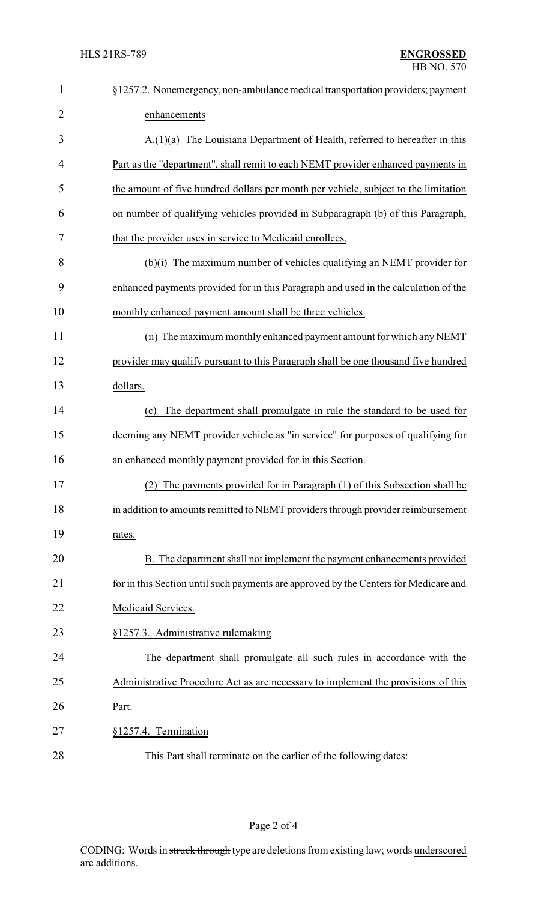§1257.2. Nonemergency, non-ambulance medical transportation providers; payment enhancements

A.(1)(a) The Louisiana Department of Health, referred to hereafter in this Part as the "department", shall remit to each NEMT provider enhanced payments in the amount of five hundred dollars per month per vehicle, subject to the limitation on number of qualifying vehicles provided in Subparagraph (b) of this Paragraph, that the provider uses in service to Medicaid enrollees.

(b)(i) The maximum number of vehicles qualifying an NEMT provider for enhanced payments provided for in this Paragraph and used in the calculation of the monthly enhanced payment amount shall be three vehicles.

(ii) The maximum monthly enhanced payment amount for which any NEMT provider may qualify pursuant to this Paragraph shall be one thousand five hundred dollars.

(c) The department shall promulgate in rule the standard to be used for deeming any NEMT provider vehicle as "in service" for purposes of qualifying for an enhanced monthly payment provided for in this Section.

(2) The payments provided for in Paragraph (1) of this Subsection shall be in addition to amounts remitted to NEMT providers through provider reimbursement rates.

B. The department shall not implement the payment enhancements provided for in this Section until such payments are approved by the Centers for Medicare and Medicaid Services.

§1257.3. Administrative rulemaking

The department shall promulgate all such rules in accordance with the Administrative Procedure Act as are necessary to implement the provisions of this Part.

§1257.4. Termination

This Part shall terminate on the earlier of the following dates: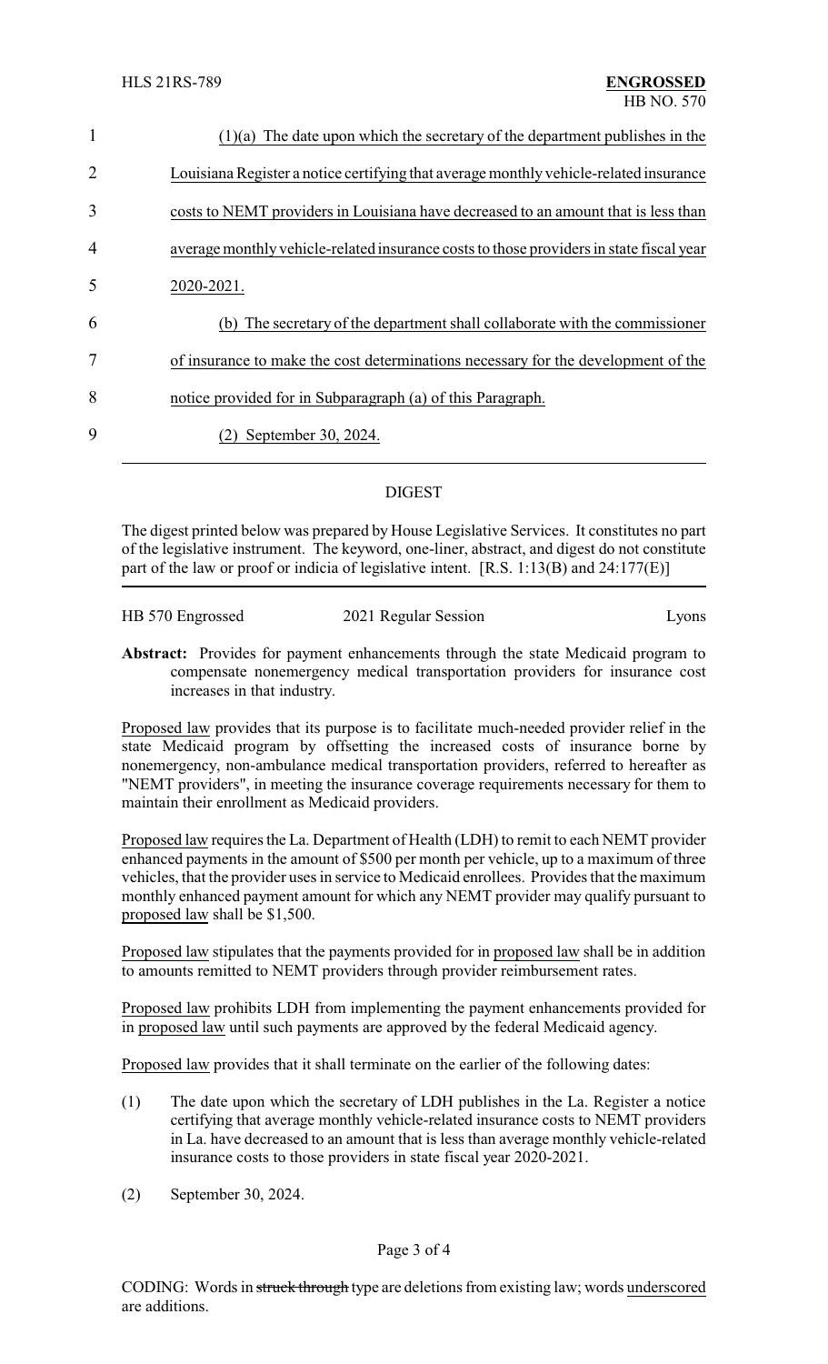(1)(a) The date upon which the secretary of the department publishes in the Louisiana Register a notice certifying that average monthly vehicle-related insurance costs to NEMT providers in Louisiana have decreased to an amount that is less than average monthly vehicle-related insurance costs to those providers in state fiscal year 2020-2021.

(b) The secretary of the department shall collaborate with the commissioner of insurance to make the cost determinations necessary for the development of the notice provided for in Subparagraph (a) of this Paragraph.

(2) September 30, 2024.

## DIGEST

The digest printed below was prepared by House Legislative Services. It constitutes no part of the legislative instrument. The keyword, one-liner, abstract, and digest do not constitute part of the law or proof or indicia of legislative intent. [R.S. 1:13(B) and 24:177(E)]

HB 570 Engrossed | 2021 Regular Session | Lyons

**Abstract:** Provides for payment enhancements through the state Medicaid program to compensate nonemergency medical transportation providers for insurance cost increases in that industry.

Proposed law provides that its purpose is to facilitate much-needed provider relief in the state Medicaid program by offsetting the increased costs of insurance borne by nonemergency, non-ambulance medical transportation providers, referred to hereafter as "NEMT providers", in meeting the insurance coverage requirements necessary for them to maintain their enrollment as Medicaid providers.

Proposed law requires the La. Department of Health (LDH) to remit to each NEMT provider enhanced payments in the amount of $500 per month per vehicle, up to a maximum of three vehicles, that the provider uses in service to Medicaid enrollees. Provides that the maximum monthly enhanced payment amount for which any NEMT provider may qualify pursuant to proposed law shall be $1,500.

Proposed law stipulates that the payments provided for in proposed law shall be in addition to amounts remitted to NEMT providers through provider reimbursement rates.

Proposed law prohibits LDH from implementing the payment enhancements provided for in proposed law until such payments are approved by the federal Medicaid agency.

Proposed law provides that it shall terminate on the earlier of the following dates:

(1) The date upon which the secretary of LDH publishes in the La. Register a notice certifying that average monthly vehicle-related insurance costs to NEMT providers in La. have decreased to an amount that is less than average monthly vehicle-related insurance costs to those providers in state fiscal year 2020-2021.

(2) September 30, 2024.

CODING: Words in ~~struck through~~ type are deletions from existing law; words underscored are additions.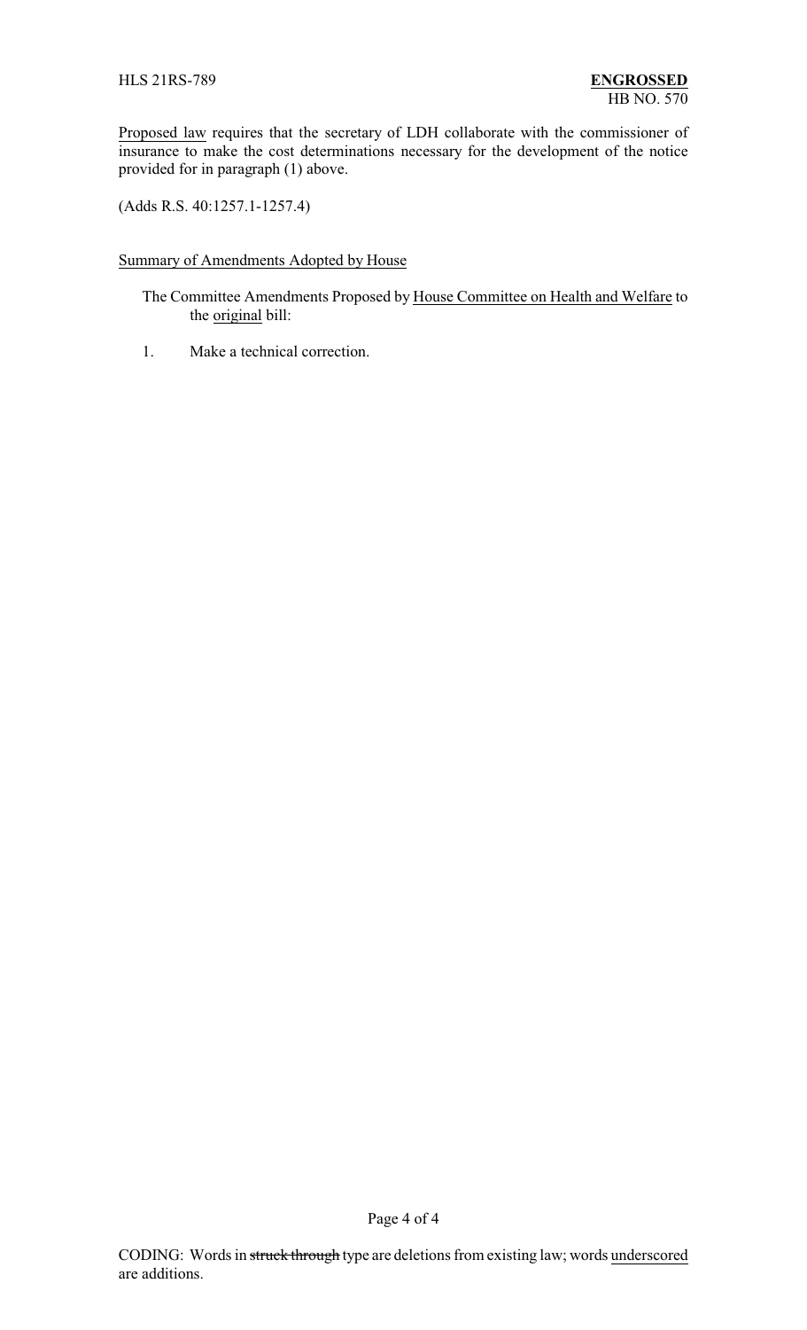Proposed law requires that the secretary of LDH collaborate with the commissioner of insurance to make the cost determinations necessary for the development of the notice provided for in paragraph (1) above.

(Adds R.S. 40:1257.1-1257.4)

Summary of Amendments Adopted by House

The Committee Amendments Proposed by House Committee on Health and Welfare to the original bill:

1. Make a technical correction.

CODING: Words in ~~struck through~~ type are deletions from existing law; words underscored are additions.